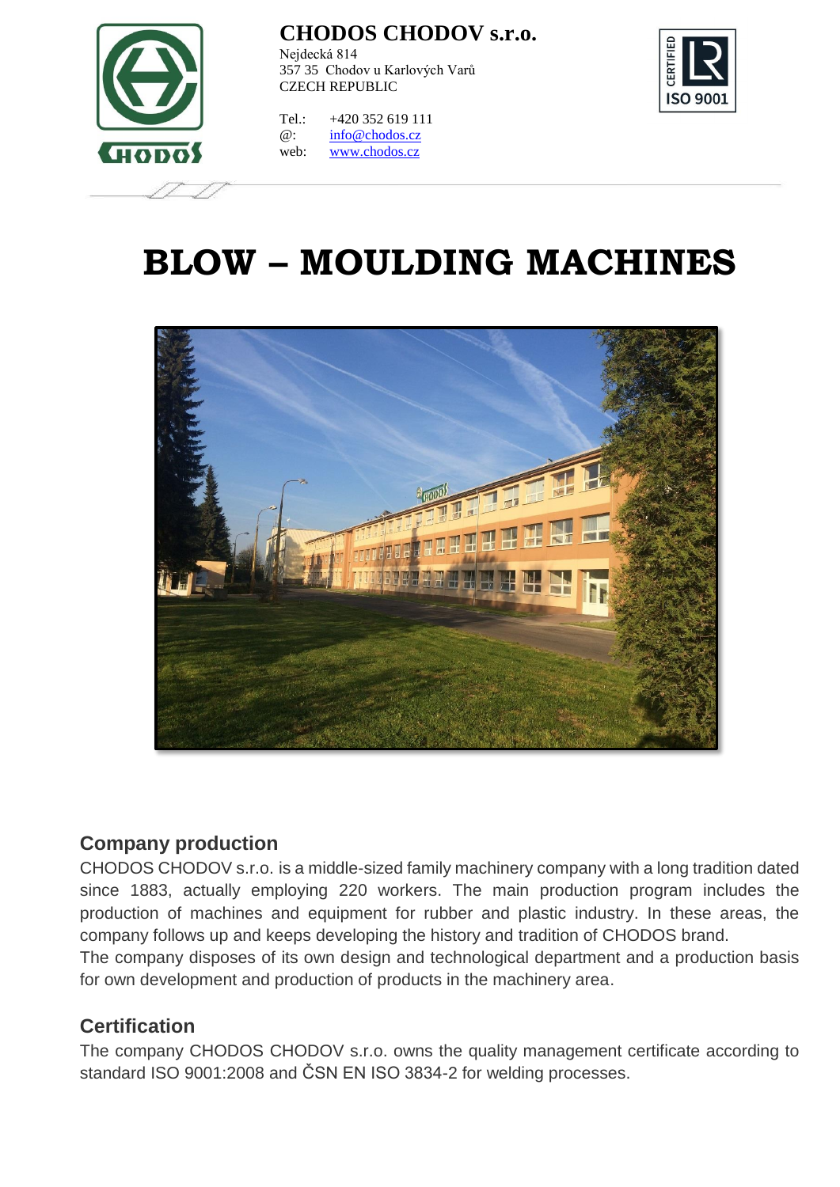**CHODOS CHODOV s.r.o.**
Nejdecká 814
357 35 Chodov u Karlových Varů
CZECH REPUBLIC

Tel.: +420 352 619 111
@: info@chodos.cz
web: www.chodos.cz

# BLOW – MOULDING MACHINES

## Company production

CHODOS CHODOV s.r.o. is a middle-sized family machinery company with a long tradition dated since 1883, actually employing 220 workers. The main production program includes the production of machines and equipment for rubber and plastic industry. In these areas, the company follows up and keeps developing the history and tradition of CHODOS brand.
The company disposes of its own design and technological department and a production basis for own development and production of products in the machinery area.

## Certification

The company CHODOS CHODOV s.r.o. owns the quality management certificate according to standard ISO 9001:2008 and ČSN EN ISO 3834-2 for welding processes.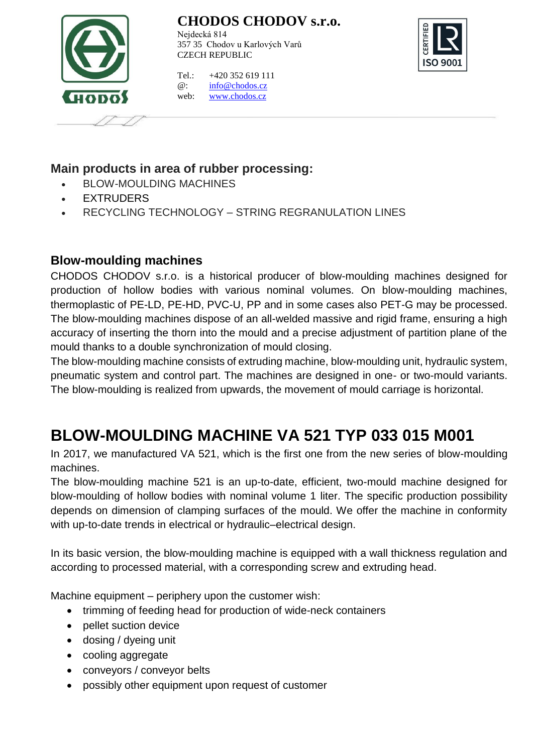**CHODOS CHODOV s.r.o.**
Nejdecká 814
357 35 Chodov u Karlových Varů
CZECH REPUBLIC

Tel.: +420 352 619 111
@: info@chodos.cz
web: www.chodos.cz

### Main products in area of rubber processing:

- BLOW-MOULDING MACHINES
- EXTRUDERS
- RECYCLING TECHNOLOGY – STRING REGRANULATION LINES

### Blow-moulding machines

CHODOS CHODOV s.r.o. is a historical producer of blow-moulding machines designed for production of hollow bodies with various nominal volumes. On blow-moulding machines, thermoplastic of PE-LD, PE-HD, PVC-U, PP and in some cases also PET-G may be processed. The blow-moulding machines dispose of an all-welded massive and rigid frame, ensuring a high accuracy of inserting the thorn into the mould and a precise adjustment of partition plane of the mould thanks to a double synchronization of mould closing.
The blow-moulding machine consists of extruding machine, blow-moulding unit, hydraulic system, pneumatic system and control part. The machines are designed in one- or two-mould variants. The blow-moulding is realized from upwards, the movement of mould carriage is horizontal.

# BLOW-MOULDING MACHINE VA 521 TYP 033 015 M001

In 2017, we manufactured VA 521, which is the first one from the new series of blow-moulding machines.
The blow-moulding machine 521 is an up-to-date, efficient, two-mould machine designed for blow-moulding of hollow bodies with nominal volume 1 liter. The specific production possibility depends on dimension of clamping surfaces of the mould. We offer the machine in conformity with up-to-date trends in electrical or hydraulic–electrical design.

In its basic version, the blow-moulding machine is equipped with a wall thickness regulation and according to processed material, with a corresponding screw and extruding head.

Machine equipment – periphery upon the customer wish:

- trimming of feeding head for production of wide-neck containers
- pellet suction device
- dosing / dyeing unit
- cooling aggregate
- conveyors / conveyor belts
- possibly other equipment upon request of customer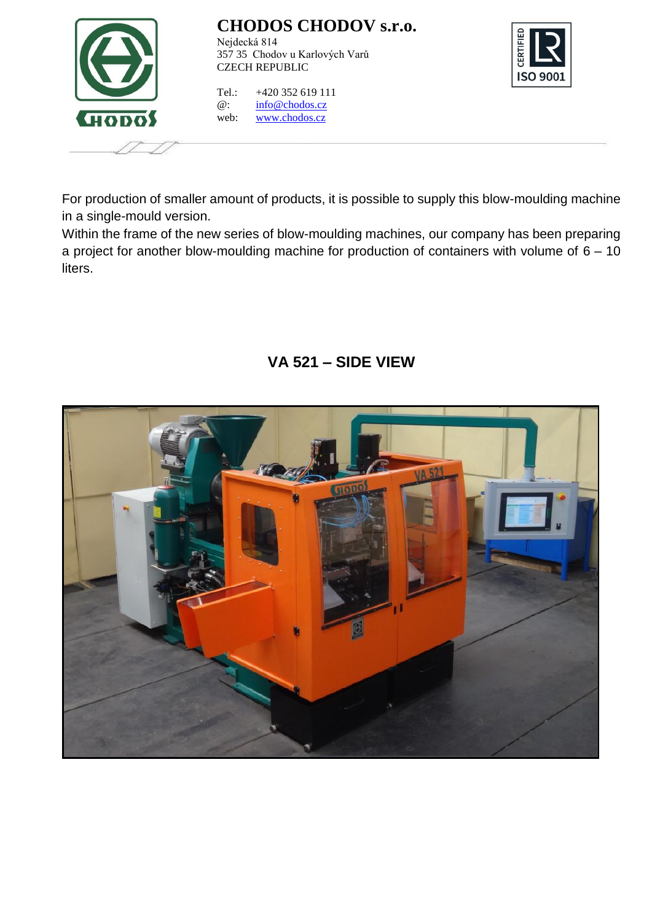For production of smaller amount of products, it is possible to supply this blow-moulding machine in a single-mould version.

Within the frame of the new series of blow-moulding machines, our company has been preparing a project for another blow-moulding machine for production of containers with volume of 6 – 10 liters.

## VA 521 – SIDE VIEW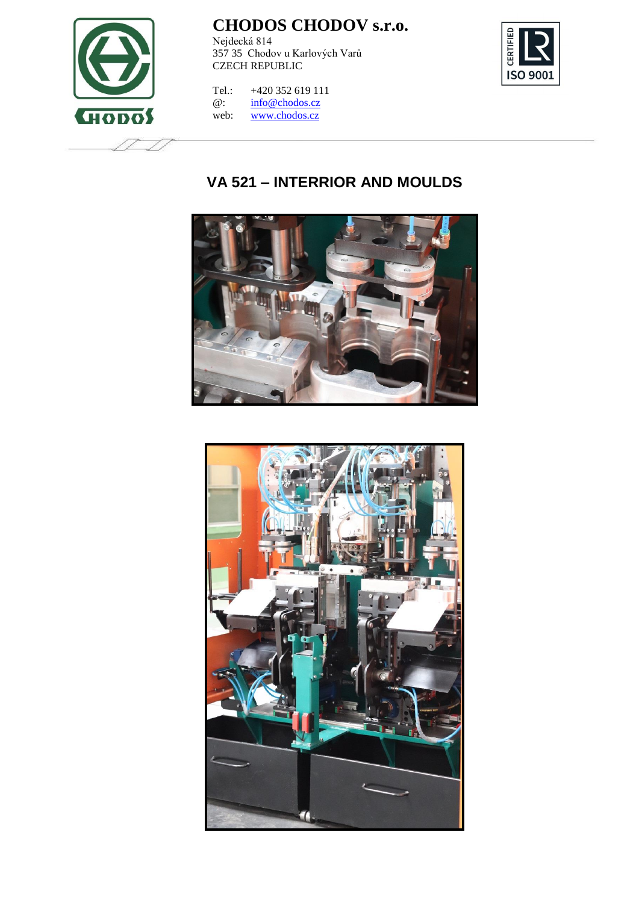# VA 521 – INTERRIOR AND MOULDS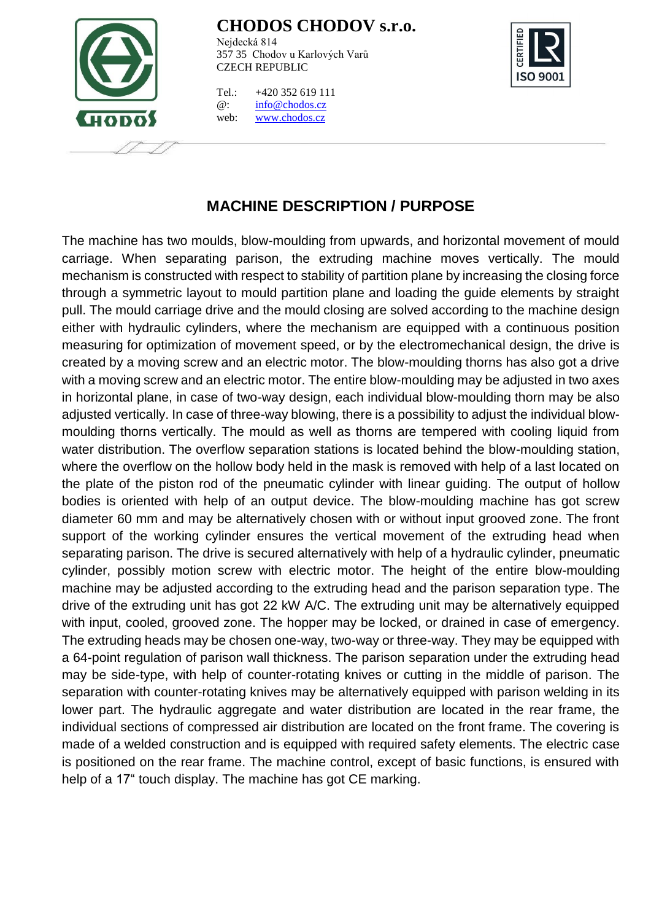# MACHINE DESCRIPTION / PURPOSE

The machine has two moulds, blow-moulding from upwards, and horizontal movement of mould carriage. When separating parison, the extruding machine moves vertically. The mould mechanism is constructed with respect to stability of partition plane by increasing the closing force through a symmetric layout to mould partition plane and loading the guide elements by straight pull. The mould carriage drive and the mould closing are solved according to the machine design either with hydraulic cylinders, where the mechanism are equipped with a continuous position measuring for optimization of movement speed, or by the electromechanical design, the drive is created by a moving screw and an electric motor. The blow-moulding thorns has also got a drive with a moving screw and an electric motor. The entire blow-moulding may be adjusted in two axes in horizontal plane, in case of two-way design, each individual blow-moulding thorn may be also adjusted vertically. In case of three-way blowing, there is a possibility to adjust the individual blow-moulding thorns vertically. The mould as well as thorns are tempered with cooling liquid from water distribution. The overflow separation stations is located behind the blow-moulding station, where the overflow on the hollow body held in the mask is removed with help of a last located on the plate of the piston rod of the pneumatic cylinder with linear guiding. The output of hollow bodies is oriented with help of an output device. The blow-moulding machine has got screw diameter 60 mm and may be alternatively chosen with or without input grooved zone. The front support of the working cylinder ensures the vertical movement of the extruding head when separating parison. The drive is secured alternatively with help of a hydraulic cylinder, pneumatic cylinder, possibly motion screw with electric motor. The height of the entire blow-moulding machine may be adjusted according to the extruding head and the parison separation type. The drive of the extruding unit has got 22 kW A/C. The extruding unit may be alternatively equipped with input, cooled, grooved zone. The hopper may be locked, or drained in case of emergency. The extruding heads may be chosen one-way, two-way or three-way. They may be equipped with a 64-point regulation of parison wall thickness. The parison separation under the extruding head may be side-type, with help of counter-rotating knives or cutting in the middle of parison. The separation with counter-rotating knives may be alternatively equipped with parison welding in its lower part. The hydraulic aggregate and water distribution are located in the rear frame, the individual sections of compressed air distribution are located on the front frame. The covering is made of a welded construction and is equipped with required safety elements. The electric case is positioned on the rear frame. The machine control, except of basic functions, is ensured with help of a 17“ touch display. The machine has got CE marking.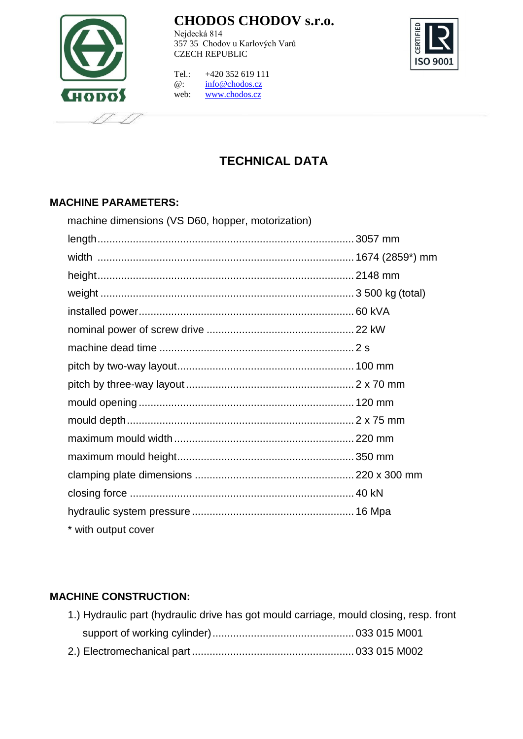**CHODOS CHODOV s.r.o.**
Nejdecká 814
357 35 Chodov u Karlových Varů
CZECH REPUBLIC

Tel.: +420 352 619 111
@: info@chodos.cz
web: www.chodos.cz

# TECHNICAL DATA

## MACHINE PARAMETERS:

machine dimensions (VS D60, hopper, motorization)

| | |
|---|---|
| length | 3057 mm |
| width | 1674 (2859*) mm |
| height | 2148 mm |
| weight | 3 500 kg (total) |
| installed power | 60 kVA |
| nominal power of screw drive | 22 kW |
| machine dead time | 2 s |
| pitch by two-way layout | 100 mm |
| pitch by three-way layout | 2 x 70 mm |
| mould opening | 120 mm |
| mould depth | 2 x 75 mm |
| maximum mould width | 220 mm |
| maximum mould height | 350 mm |
| clamping plate dimensions | 220 x 300 mm |
| closing force | 40 kN |
| hydraulic system pressure | 16 Mpa |

* with output cover

## MACHINE CONSTRUCTION:

1.) Hydraulic part (hydraulic drive has got mould carriage, mould closing, resp. front support of working cylinder) ........ 033 015 M001

2.) Electromechanical part ........ 033 015 M002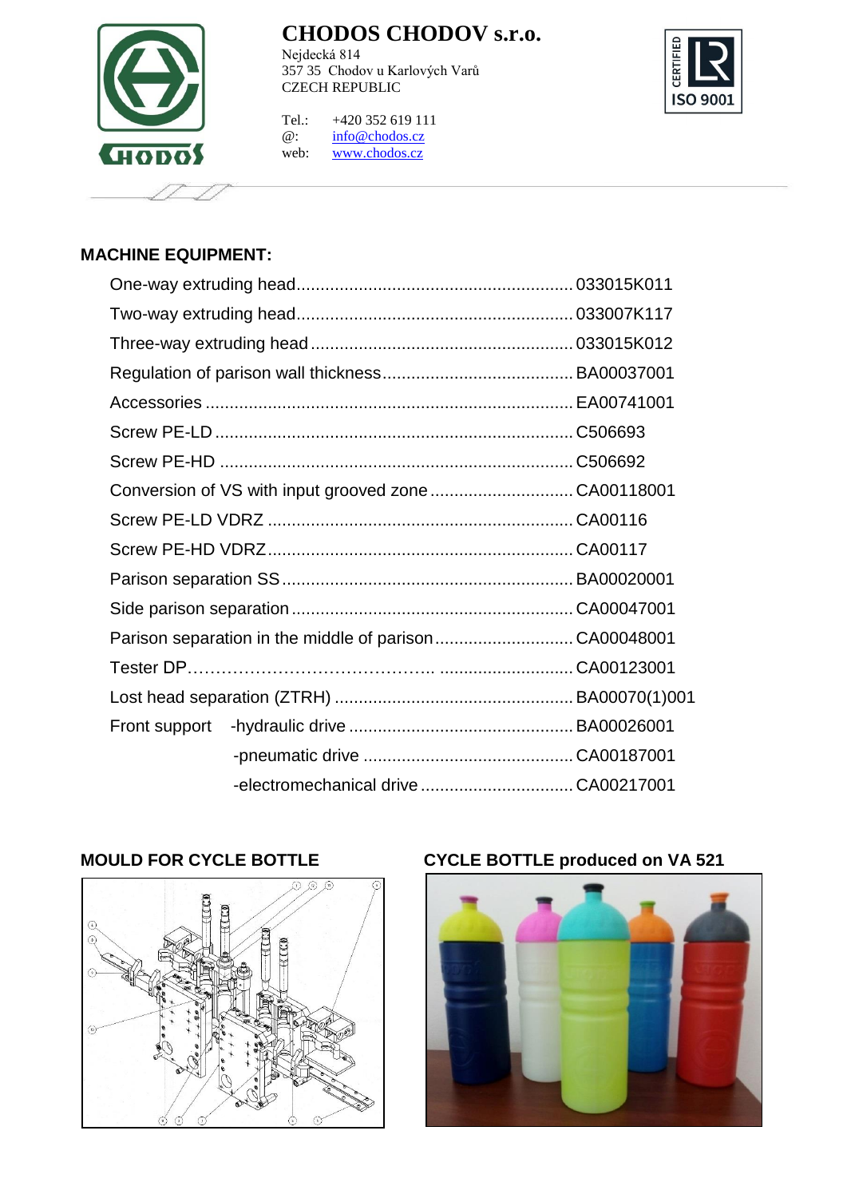**CHODOS CHODOV s.r.o.**
Nejdecká 814
357 35 Chodov u Karlových Varů
CZECH REPUBLIC

Tel.: +420 352 619 111
@: info@chodos.cz
web: www.chodos.cz

## MACHINE EQUIPMENT:

| | |
|---|---|
| One-way extruding head | 033015K011 |
| Two-way extruding head | 033007K117 |
| Three-way extruding head | 033015K012 |
| Regulation of parison wall thickness | BA00037001 |
| Accessories | EA00741001 |
| Screw PE-LD | C506693 |
| Screw PE-HD | C506692 |
| Conversion of VS with input grooved zone | CA00118001 |
| Screw PE-LD VDRZ | CA00116 |
| Screw PE-HD VDRZ | CA00117 |
| Parison separation SS | BA00020001 |
| Side parison separation | CA00047001 |
| Parison separation in the middle of parison | CA00048001 |
| Tester DP | CA00123001 |
| Lost head separation (ZTRH) | BA00070(1)001 |
| Front support -hydraulic drive | BA00026001 |
| -pneumatic drive | CA00187001 |
| -electromechanical drive | CA00217001 |

**MOULD FOR CYCLE BOTTLE**

**CYCLE BOTTLE produced on VA 521**